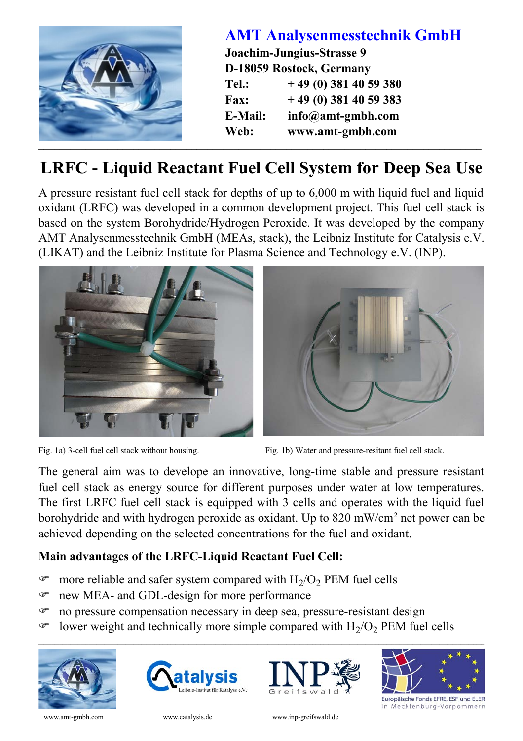**AMT Analysenmesstechnik GmbH**
**Joachim-Jungius-Strasse 9**
**D-18059 Rostock, Germany**
**Tel.:** + 49 (0) 381 40 59 380
**Fax:** + 49 (0) 381 40 59 383
**E-Mail:** info@amt-gmbh.com
**Web:** www.amt-gmbh.com

# LRFC - Liquid Reactant Fuel Cell System for Deep Sea Use

A pressure resistant fuel cell stack for depths of up to 6,000 m with liquid fuel and liquid oxidant (LRFC) was developed in a common development project. This fuel cell stack is based on the system Borohydride/Hydrogen Peroxide. It was developed by the company AMT Analysenmesstechnik GmbH (MEAs, stack), the Leibniz Institute for Catalysis e.V. (LIKAT) and the Leibniz Institute for Plasma Science and Technology e.V. (INP).

Fig. 1a) 3-cell fuel cell stack without housing.

Fig. 1b) Water and pressure-resitant fuel cell stack.

The general aim was to develope an innovative, long-time stable and pressure resistant fuel cell stack as energy source for different purposes under water at low temperatures. The first LRFC fuel cell stack is equipped with 3 cells and operates with the liquid fuel borohydride and with hydrogen peroxide as oxidant. Up to 820 $mW/cm^2$ net power can be achieved depending on the selected concentrations for the fuel and oxidant.

**Main advantages of the LRFC-Liquid Reactant Fuel Cell:**

- more reliable and safer system compared with $H_2/O_2$ PEM fuel cells
- new MEA- and GDL-design for more performance
- no pressure compensation necessary in deep sea, pressure-resistant design
- lower weight and technically more simple compared with $H_2/O_2$ PEM fuel cells

Catalysis Leibniz-Institut für Katalyse e.V.

INP Greifswald

Europäische Fonds EFRE, ESF und ELER in Mecklenburg-Vorpommern

www.amt-gmbh.com www.catalysis.de www.inp-greifswald.de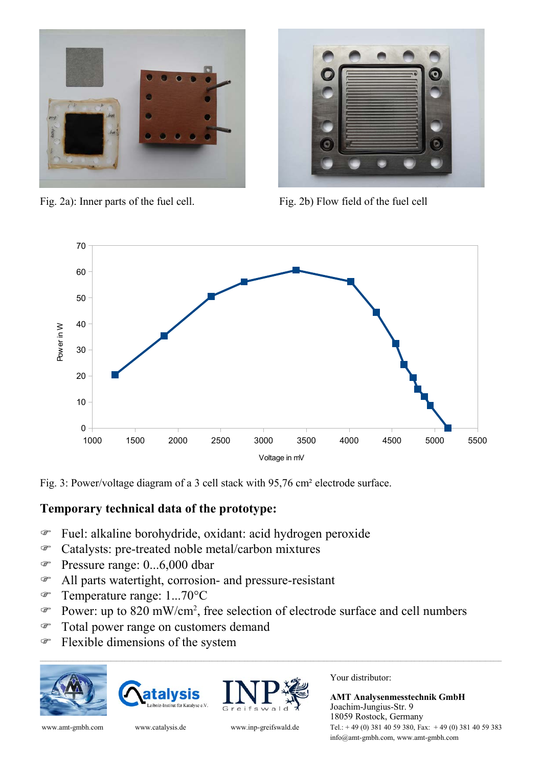Fig. 2a): Inner parts of the fuel cell.

Fig. 2b) Flow field of the fuel cell

70
60
50
40
30
20
10
0

Power in W

1000 1500 2000 2500 3000 3500 4000 4500 5000 5500

Voltage in mV

Fig. 3: Power/voltage diagram of a 3 cell stack with 95,76 cm² electrode surface.

**Temporary technical data of the prototype:**

- Fuel: alkaline borohydride, oxidant: acid hydrogen peroxide
- Catalysts: pre-treated noble metal/carbon mixtures
- Pressure range: 0...6,000 dbar
- All parts watertight, corrosion- and pressure-resistant
- Temperature range: 1...70°C
- Power: up to 820 mW/cm$^2$, free selection of electrode surface and cell numbers
- Total power range on customers demand
- Flexible dimensions of the system

www.amt-gmbh.com

Catalysis
Leibniz-Institut für Katalyse e.V.
www.catalysis.de

INP Greifswald
www.inp-greifswald.de

Your distributor:

**AMT Analysenmesstechnik GmbH**
Joachim-Jungius-Str. 9
18059 Rostock, Germany
Tel.: + 49 (0) 381 40 59 380, Fax: + 49 (0) 381 40 59 383
info@amt-gmbh.com, www.amt-gmbh.com